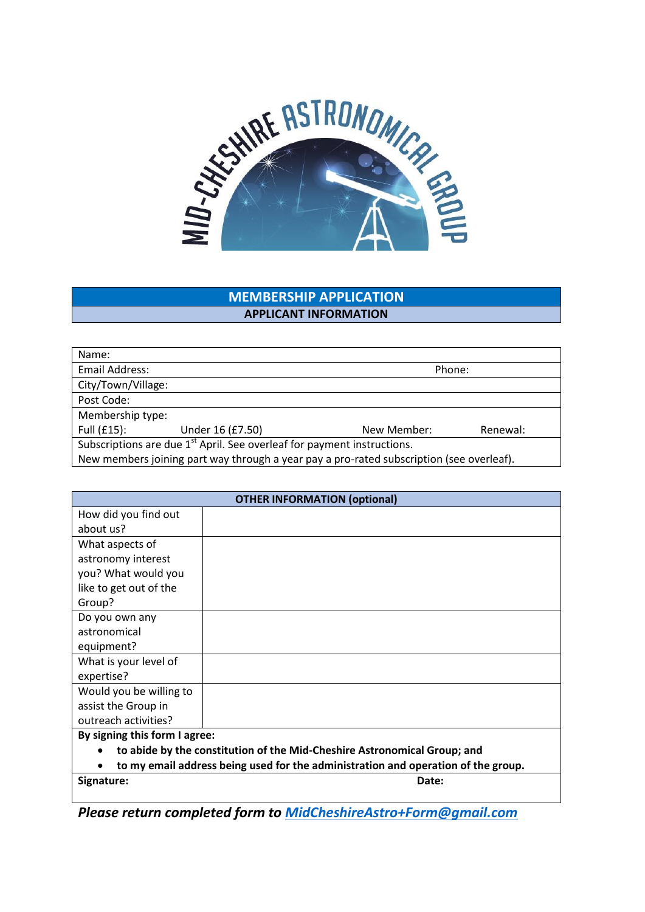MID-CHESHIRE ASTRONOMICAL GROUP

# MEMBERSHIP APPLICATION

## APPLICANT INFORMATION

| | | | |
|---|---|---|---|
| Name: | | | |
| Email Address: | | Phone: | |
| City/Town/Village: | | | |
| Post Code: | | | |
| Membership type: | | | |
| Full (£15): | Under 16 (£7.50) | New Member: | Renewal: |
| Subscriptions are due 1st April. See overleaf for payment instructions. | | | |
| New members joining part way through a year pay a pro-rated subscription (see overleaf). | | | |

| **OTHER INFORMATION (optional)** | |
|---|---|
| How did you find out about us? | |
| What aspects of astronomy interest you? What would you like to get out of the Group? | |
| Do you own any astronomical equipment? | |
| What is your level of expertise? | |
| Would you be willing to assist the Group in outreach activities? | |

**By signing this form I agree:**

- **to abide by the constitution of the Mid-Cheshire Astronomical Group; and**
- **to my email address being used for the administration and operation of the group.**

| **Signature:** | **Date:** |
|---|---|
| | |

***Please return completed form to MidCheshireAstro+Form@gmail.com***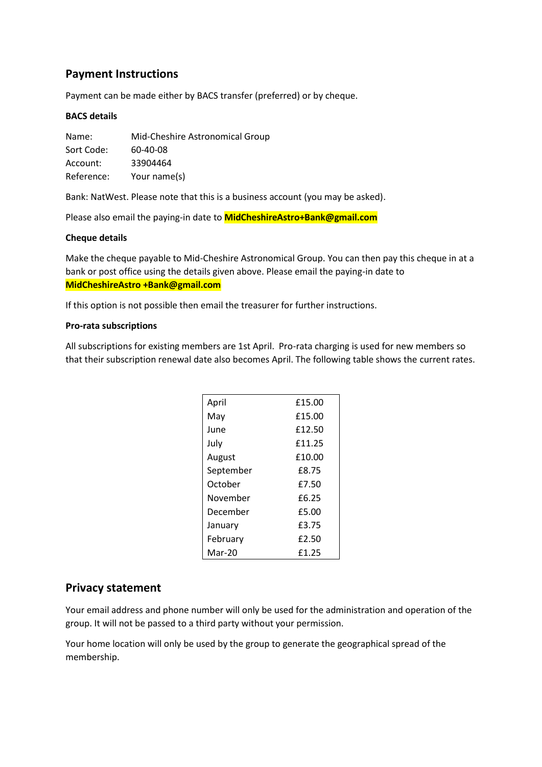## Payment Instructions

Payment can be made either by BACS transfer (preferred) or by cheque.

**BACS details**

Name: Mid-Cheshire Astronomical Group
Sort Code: 60-40-08
Account: 33904464
Reference: Your name(s)

Bank: NatWest. Please note that this is a business account (you may be asked).

Please also email the paying-in date to **MidCheshireAstro+Bank@gmail.com**

**Cheque details**

Make the cheque payable to Mid-Cheshire Astronomical Group. You can then pay this cheque in at a bank or post office using the details given above. Please email the paying-in date to **MidCheshireAstro +Bank@gmail.com**

If this option is not possible then email the treasurer for further instructions.

**Pro-rata subscriptions**

All subscriptions for existing members are 1st April. Pro-rata charging is used for new members so that their subscription renewal date also becomes April. The following table shows the current rates.

| | |
|---|---|
| April | £15.00 |
| May | £15.00 |
| June | £12.50 |
| July | £11.25 |
| August | £10.00 |
| September | £8.75 |
| October | £7.50 |
| November | £6.25 |
| December | £5.00 |
| January | £3.75 |
| February | £2.50 |
| Mar-20 | £1.25 |

## Privacy statement

Your email address and phone number will only be used for the administration and operation of the group. It will not be passed to a third party without your permission.

Your home location will only be used by the group to generate the geographical spread of the membership.